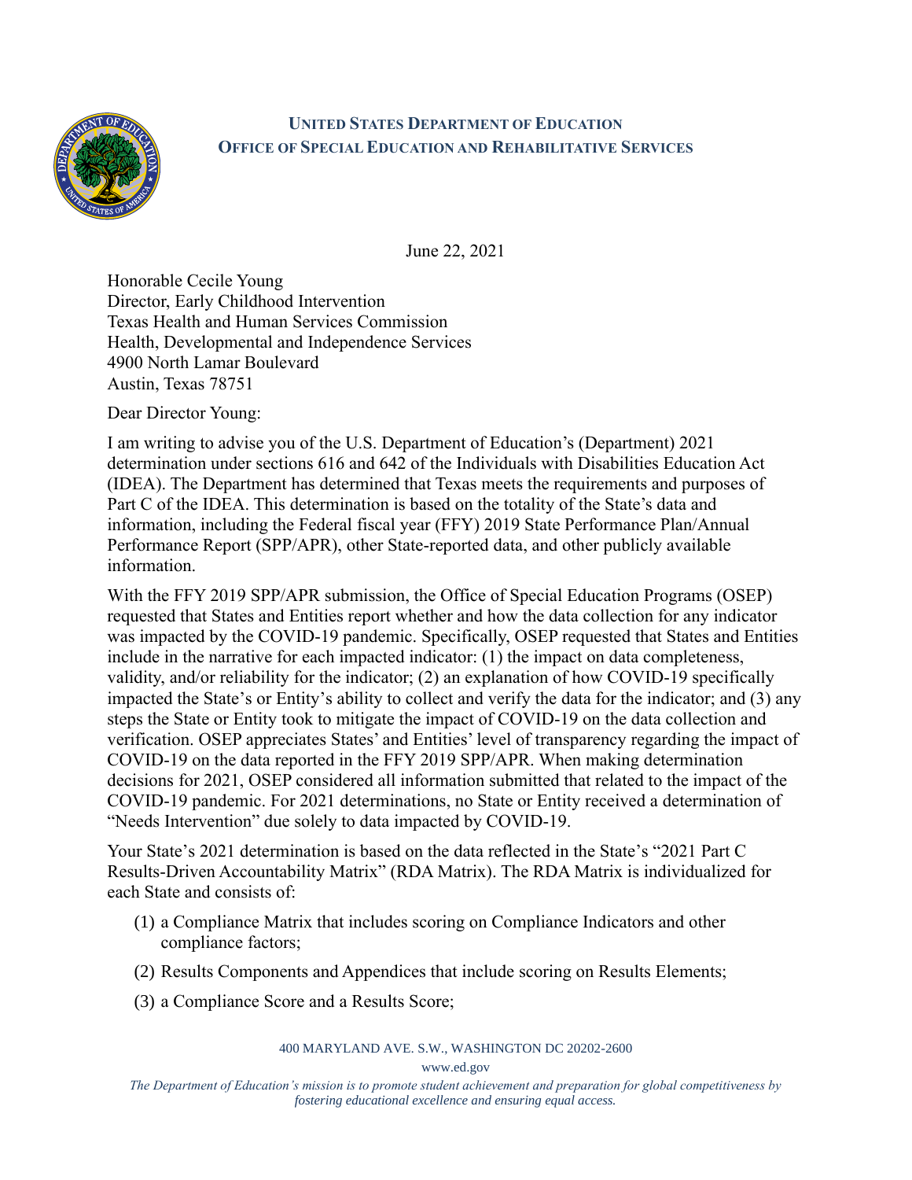**UNITED STATES DEPARTMENT OF EDUCATION**
**OFFICE OF SPECIAL EDUCATION AND REHABILITATIVE SERVICES**

June 22, 2021

Honorable Cecile Young
Director, Early Childhood Intervention
Texas Health and Human Services Commission
Health, Developmental and Independence Services
4900 North Lamar Boulevard
Austin, Texas 78751

Dear Director Young:

I am writing to advise you of the U.S. Department of Education's (Department) 2021 determination under sections 616 and 642 of the Individuals with Disabilities Education Act (IDEA). The Department has determined that Texas meets the requirements and purposes of Part C of the IDEA. This determination is based on the totality of the State's data and information, including the Federal fiscal year (FFY) 2019 State Performance Plan/Annual Performance Report (SPP/APR), other State-reported data, and other publicly available information.

With the FFY 2019 SPP/APR submission, the Office of Special Education Programs (OSEP) requested that States and Entities report whether and how the data collection for any indicator was impacted by the COVID-19 pandemic. Specifically, OSEP requested that States and Entities include in the narrative for each impacted indicator: (1) the impact on data completeness, validity, and/or reliability for the indicator; (2) an explanation of how COVID-19 specifically impacted the State's or Entity's ability to collect and verify the data for the indicator; and (3) any steps the State or Entity took to mitigate the impact of COVID-19 on the data collection and verification. OSEP appreciates States' and Entities' level of transparency regarding the impact of COVID-19 on the data reported in the FFY 2019 SPP/APR. When making determination decisions for 2021, OSEP considered all information submitted that related to the impact of the COVID-19 pandemic. For 2021 determinations, no State or Entity received a determination of "Needs Intervention" due solely to data impacted by COVID-19.

Your State's 2021 determination is based on the data reflected in the State's "2021 Part C Results-Driven Accountability Matrix" (RDA Matrix). The RDA Matrix is individualized for each State and consists of:

(1) a Compliance Matrix that includes scoring on Compliance Indicators and other compliance factors;

(2) Results Components and Appendices that include scoring on Results Elements;

(3) a Compliance Score and a Results Score;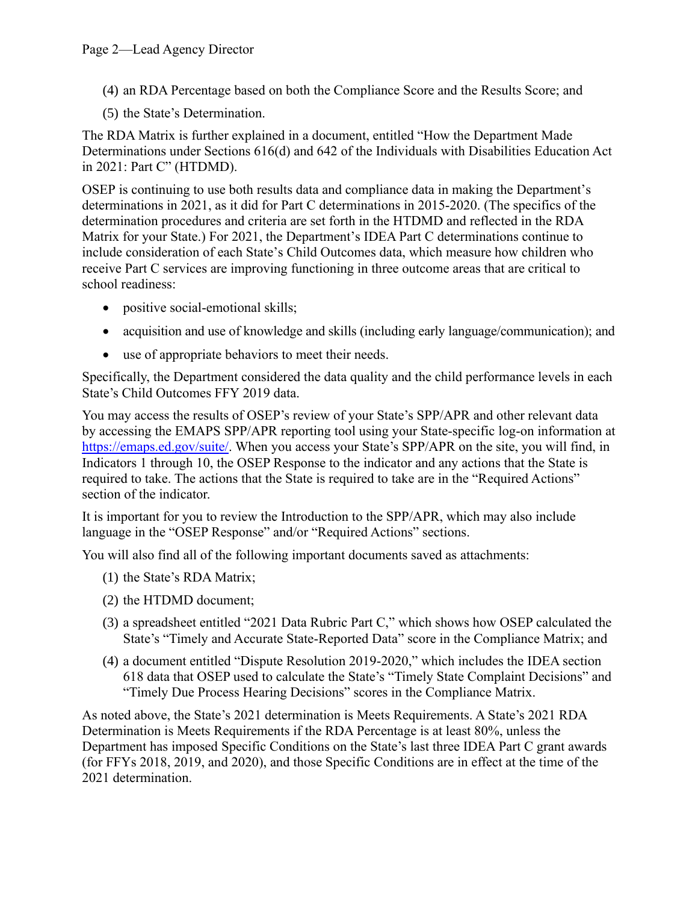(4) an RDA Percentage based on both the Compliance Score and the Results Score; and

(5) the State's Determination.

The RDA Matrix is further explained in a document, entitled "How the Department Made Determinations under Sections 616(d) and 642 of the Individuals with Disabilities Education Act in 2021: Part C" (HTDMD).

OSEP is continuing to use both results data and compliance data in making the Department's determinations in 2021, as it did for Part C determinations in 2015-2020. (The specifics of the determination procedures and criteria are set forth in the HTDMD and reflected in the RDA Matrix for your State.) For 2021, the Department's IDEA Part C determinations continue to include consideration of each State's Child Outcomes data, which measure how children who receive Part C services are improving functioning in three outcome areas that are critical to school readiness:

- positive social-emotional skills;
- acquisition and use of knowledge and skills (including early language/communication); and
- use of appropriate behaviors to meet their needs.

Specifically, the Department considered the data quality and the child performance levels in each State's Child Outcomes FFY 2019 data.

You may access the results of OSEP's review of your State's SPP/APR and other relevant data by accessing the EMAPS SPP/APR reporting tool using your State-specific log-on information at https://emaps.ed.gov/suite/. When you access your State's SPP/APR on the site, you will find, in Indicators 1 through 10, the OSEP Response to the indicator and any actions that the State is required to take. The actions that the State is required to take are in the "Required Actions" section of the indicator.

It is important for you to review the Introduction to the SPP/APR, which may also include language in the "OSEP Response" and/or "Required Actions" sections.

You will also find all of the following important documents saved as attachments:

(1) the State's RDA Matrix;

(2) the HTDMD document;

(3) a spreadsheet entitled "2021 Data Rubric Part C," which shows how OSEP calculated the State's "Timely and Accurate State-Reported Data" score in the Compliance Matrix; and

(4) a document entitled "Dispute Resolution 2019-2020," which includes the IDEA section 618 data that OSEP used to calculate the State's "Timely State Complaint Decisions" and "Timely Due Process Hearing Decisions" scores in the Compliance Matrix.

As noted above, the State's 2021 determination is Meets Requirements. A State's 2021 RDA Determination is Meets Requirements if the RDA Percentage is at least 80%, unless the Department has imposed Specific Conditions on the State's last three IDEA Part C grant awards (for FFYs 2018, 2019, and 2020), and those Specific Conditions are in effect at the time of the 2021 determination.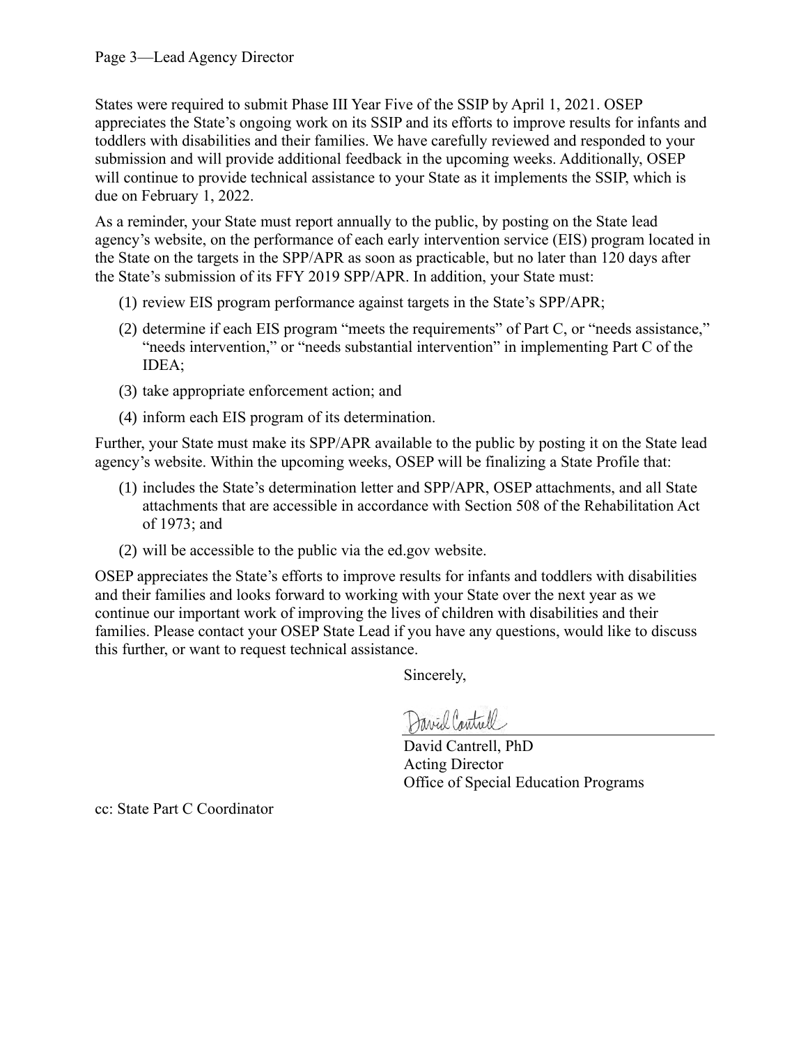States were required to submit Phase III Year Five of the SSIP by April 1, 2021. OSEP appreciates the State's ongoing work on its SSIP and its efforts to improve results for infants and toddlers with disabilities and their families. We have carefully reviewed and responded to your submission and will provide additional feedback in the upcoming weeks. Additionally, OSEP will continue to provide technical assistance to your State as it implements the SSIP, which is due on February 1, 2022.

As a reminder, your State must report annually to the public, by posting on the State lead agency's website, on the performance of each early intervention service (EIS) program located in the State on the targets in the SPP/APR as soon as practicable, but no later than 120 days after the State's submission of its FFY 2019 SPP/APR. In addition, your State must:

(1) review EIS program performance against targets in the State's SPP/APR;

(2) determine if each EIS program "meets the requirements" of Part C, or "needs assistance," "needs intervention," or "needs substantial intervention" in implementing Part C of the IDEA;

(3) take appropriate enforcement action; and

(4) inform each EIS program of its determination.

Further, your State must make its SPP/APR available to the public by posting it on the State lead agency's website. Within the upcoming weeks, OSEP will be finalizing a State Profile that:

(1) includes the State's determination letter and SPP/APR, OSEP attachments, and all State attachments that are accessible in accordance with Section 508 of the Rehabilitation Act of 1973; and

(2) will be accessible to the public via the ed.gov website.

OSEP appreciates the State's efforts to improve results for infants and toddlers with disabilities and their families and looks forward to working with your State over the next year as we continue our important work of improving the lives of children with disabilities and their families. Please contact your OSEP State Lead if you have any questions, would like to discuss this further, or want to request technical assistance.

Sincerely,

David Cantrell, PhD
Acting Director
Office of Special Education Programs

cc: State Part C Coordinator